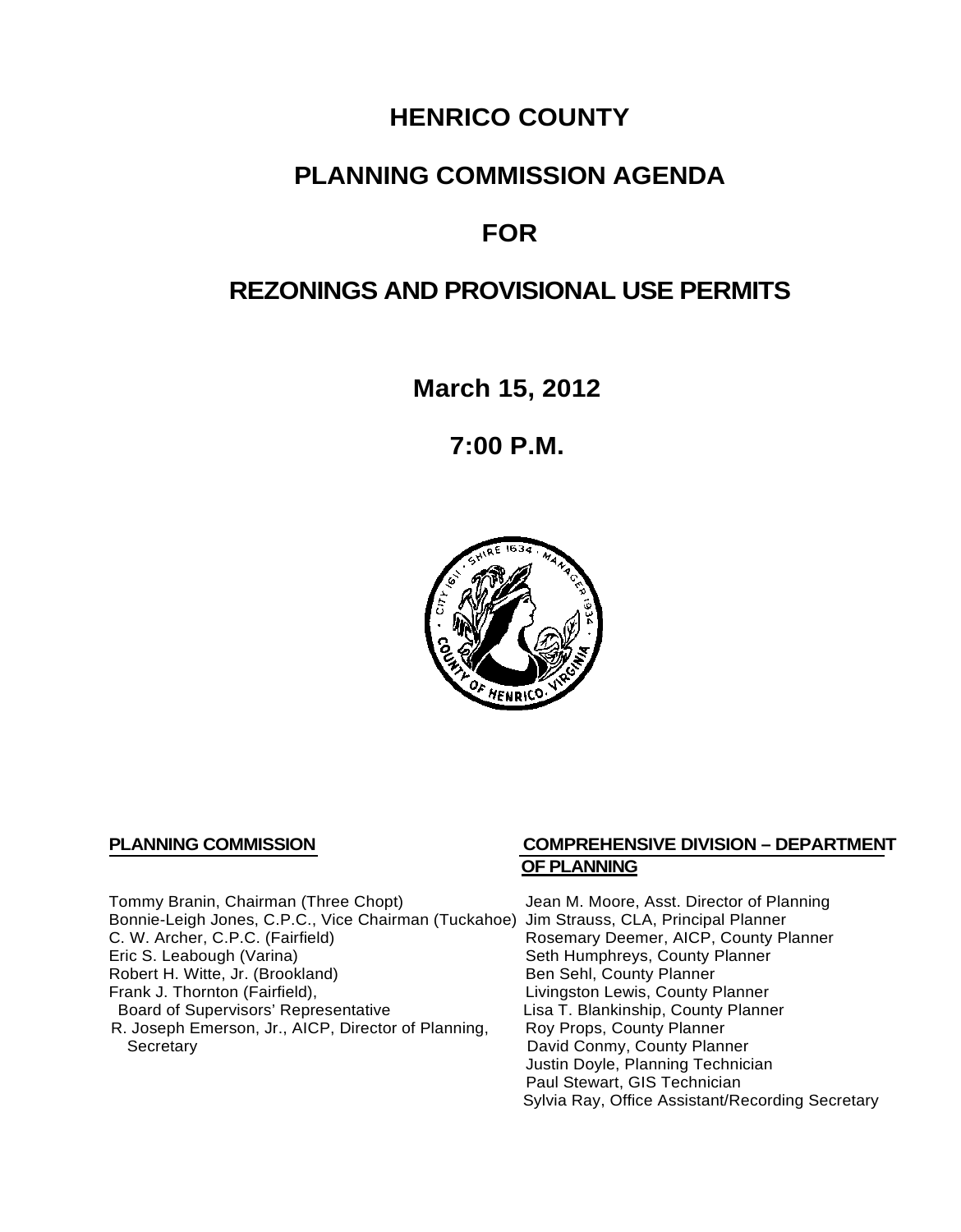# HENRICO COUNTY

# PLANNING COMMISSION AGENDA

# FOR

# REZONINGS AND PROVISIONAL USE PERMITS

**March 15, 2012**

**7:00 P.M.**

**PLANNING COMMISSION**

Tommy Branin, Chairman (Three Chopt)
Bonnie-Leigh Jones, C.P.C., Vice Chairman (Tuckahoe)
C. W. Archer, C.P.C. (Fairfield)
Eric S. Leabough (Varina)
Robert H. Witte, Jr. (Brookland)
Frank J. Thornton (Fairfield),
Board of Supervisors' Representative
R. Joseph Emerson, Jr., AICP, Director of Planning,
Secretary

**COMPREHENSIVE DIVISION – DEPARTMENT OF PLANNING**

Jean M. Moore, Asst. Director of Planning
Jim Strauss, CLA, Principal Planner
Rosemary Deemer, AICP, County Planner
Seth Humphreys, County Planner
Ben Sehl, County Planner
Livingston Lewis, County Planner
Lisa T. Blankinship, County Planner
Roy Props, County Planner
David Conmy, County Planner
Justin Doyle, Planning Technician
Paul Stewart, GIS Technician
Sylvia Ray, Office Assistant/Recording Secretary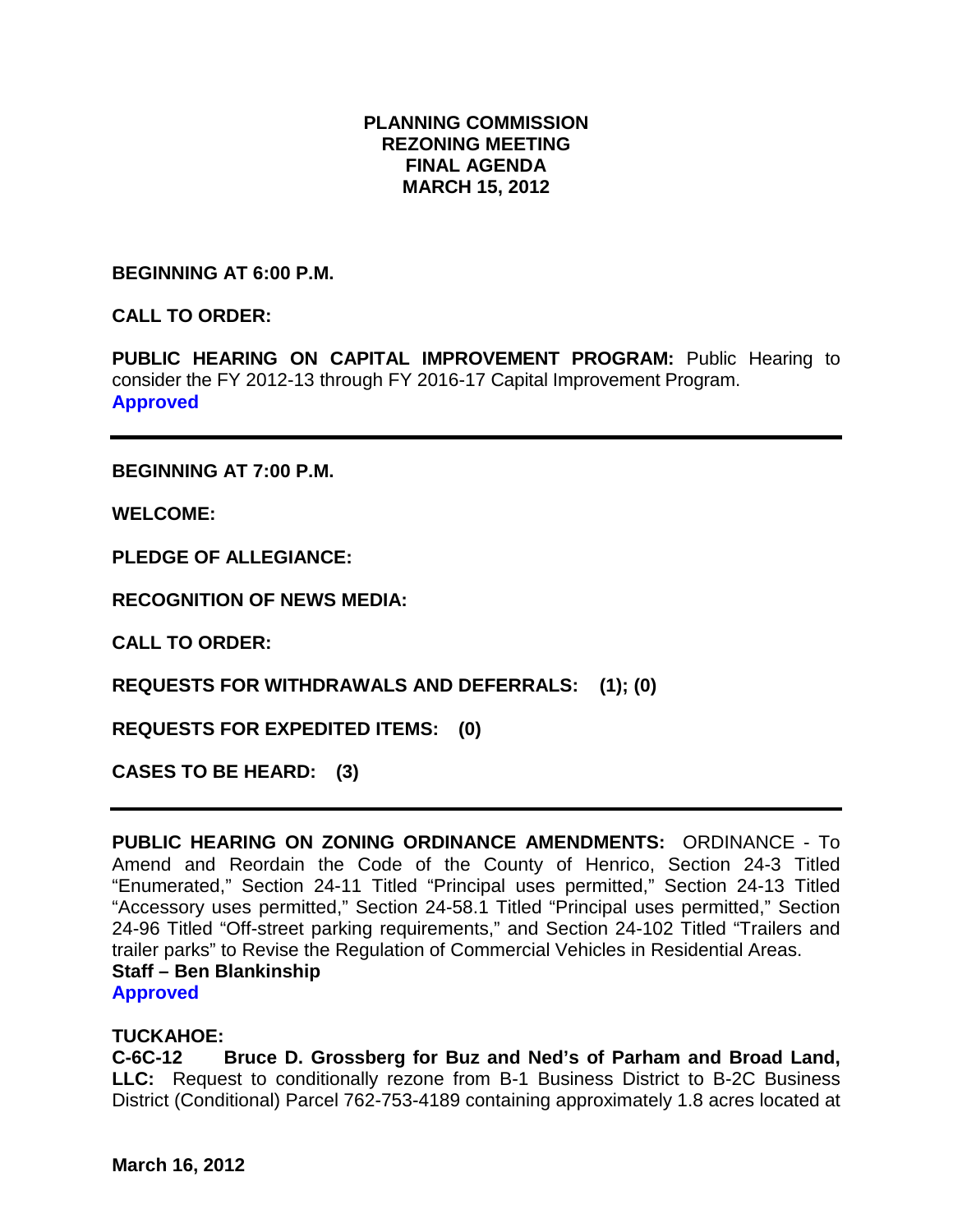**PLANNING COMMISSION**
**REZONING MEETING**
**FINAL AGENDA**
**MARCH 15, 2012**

**BEGINNING AT 6:00 P.M.**

**CALL TO ORDER:**

**PUBLIC HEARING ON CAPITAL IMPROVEMENT PROGRAM:** Public Hearing to consider the FY 2012-13 through FY 2016-17 Capital Improvement Program.
**Approved**

---

**BEGINNING AT 7:00 P.M.**

**WELCOME:**

**PLEDGE OF ALLEGIANCE:**

**RECOGNITION OF NEWS MEDIA:**

**CALL TO ORDER:**

**REQUESTS FOR WITHDRAWALS AND DEFERRALS: (1); (0)**

**REQUESTS FOR EXPEDITED ITEMS: (0)**

**CASES TO BE HEARD: (3)**

---

**PUBLIC HEARING ON ZONING ORDINANCE AMENDMENTS:** ORDINANCE - To Amend and Reordain the Code of the County of Henrico, Section 24-3 Titled "Enumerated," Section 24-11 Titled "Principal uses permitted," Section 24-13 Titled "Accessory uses permitted," Section 24-58.1 Titled "Principal uses permitted," Section 24-96 Titled "Off-street parking requirements," and Section 24-102 Titled "Trailers and trailer parks" to Revise the Regulation of Commercial Vehicles in Residential Areas.
**Staff – Ben Blankinship**
**Approved**

**TUCKAHOE:**
**C-6C-12 Bruce D. Grossberg for Buz and Ned's of Parham and Broad Land, LLC:** Request to conditionally rezone from B-1 Business District to B-2C Business District (Conditional) Parcel 762-753-4189 containing approximately 1.8 acres located at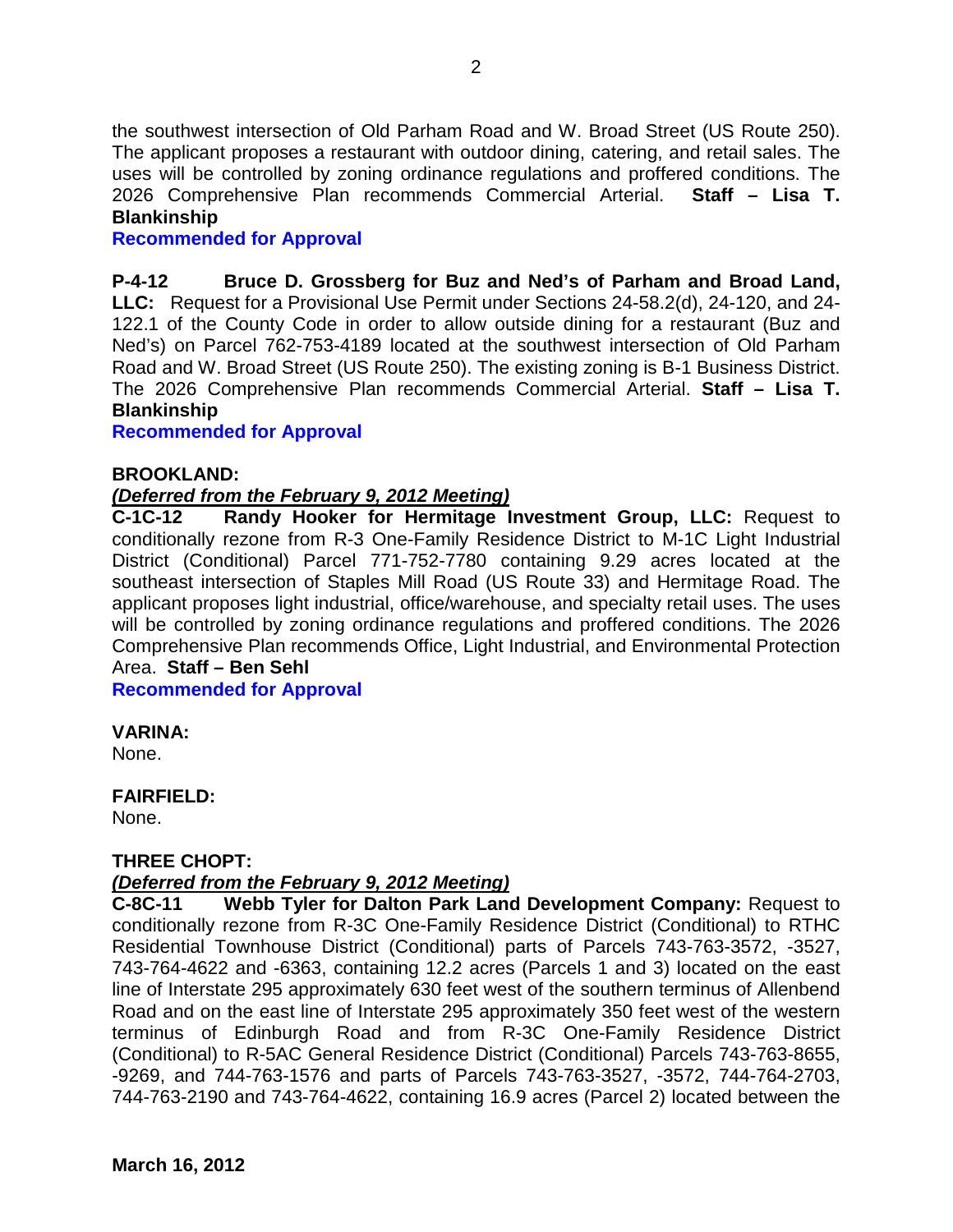the southwest intersection of Old Parham Road and W. Broad Street (US Route 250). The applicant proposes a restaurant with outdoor dining, catering, and retail sales. The uses will be controlled by zoning ordinance regulations and proffered conditions. The 2026 Comprehensive Plan recommends Commercial Arterial. **Staff – Lisa T. Blankinship**

**Recommended for Approval**

**P-4-12 Bruce D. Grossberg for Buz and Ned's of Parham and Broad Land, LLC:** Request for a Provisional Use Permit under Sections 24-58.2(d), 24-120, and 24-122.1 of the County Code in order to allow outside dining for a restaurant (Buz and Ned's) on Parcel 762-753-4189 located at the southwest intersection of Old Parham Road and W. Broad Street (US Route 250). The existing zoning is B-1 Business District. The 2026 Comprehensive Plan recommends Commercial Arterial. **Staff – Lisa T. Blankinship**

**Recommended for Approval**

**BROOKLAND:**

***(Deferred from the February 9, 2012 Meeting)***

**C-1C-12 Randy Hooker for Hermitage Investment Group, LLC:** Request to conditionally rezone from R-3 One-Family Residence District to M-1C Light Industrial District (Conditional) Parcel 771-752-7780 containing 9.29 acres located at the southeast intersection of Staples Mill Road (US Route 33) and Hermitage Road. The applicant proposes light industrial, office/warehouse, and specialty retail uses. The uses will be controlled by zoning ordinance regulations and proffered conditions. The 2026 Comprehensive Plan recommends Office, Light Industrial, and Environmental Protection Area. **Staff – Ben Sehl**

**Recommended for Approval**

**VARINA:**

None.

**FAIRFIELD:**

None.

**THREE CHOPT:**

***(Deferred from the February 9, 2012 Meeting)***

**C-8C-11 Webb Tyler for Dalton Park Land Development Company:** Request to conditionally rezone from R-3C One-Family Residence District (Conditional) to RTHC Residential Townhouse District (Conditional) parts of Parcels 743-763-3572, -3527, 743-764-4622 and -6363, containing 12.2 acres (Parcels 1 and 3) located on the east line of Interstate 295 approximately 630 feet west of the southern terminus of Allenbend Road and on the east line of Interstate 295 approximately 350 feet west of the western terminus of Edinburgh Road and from R-3C One-Family Residence District (Conditional) to R-5AC General Residence District (Conditional) Parcels 743-763-8655, -9269, and 744-763-1576 and parts of Parcels 743-763-3527, -3572, 744-764-2703, 744-763-2190 and 743-764-4622, containing 16.9 acres (Parcel 2) located between the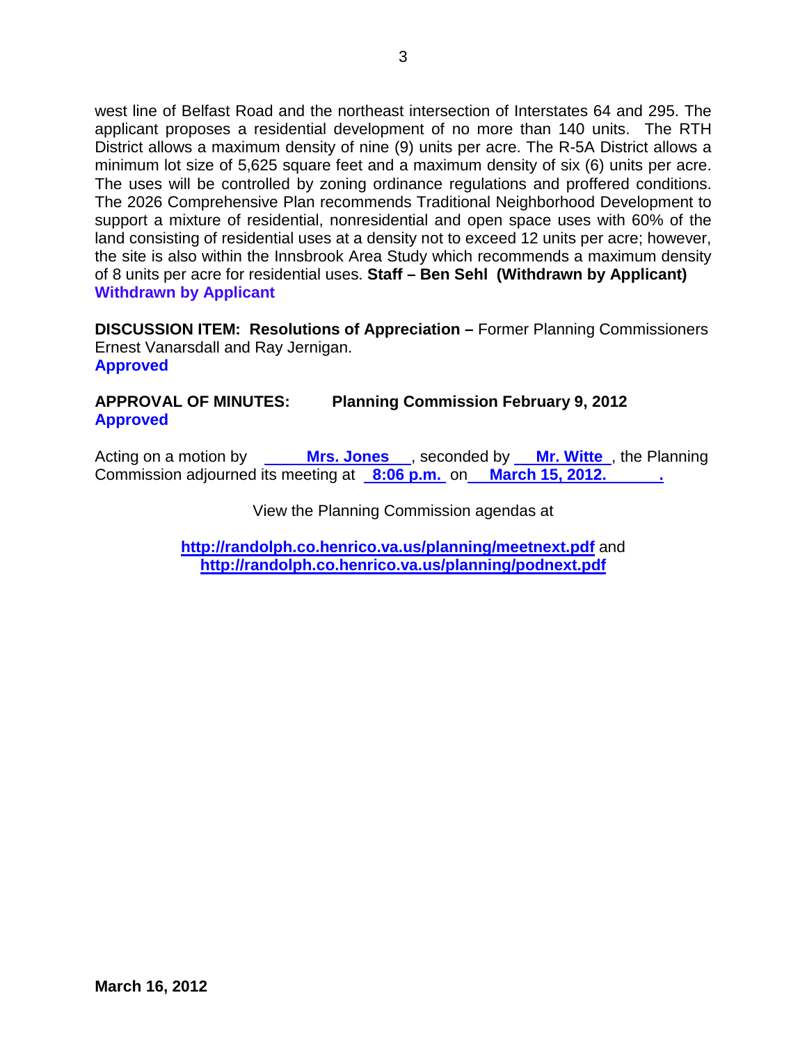west line of Belfast Road and the northeast intersection of Interstates 64 and 295. The applicant proposes a residential development of no more than 140 units. The RTH District allows a maximum density of nine (9) units per acre. The R-5A District allows a minimum lot size of 5,625 square feet and a maximum density of six (6) units per acre. The uses will be controlled by zoning ordinance regulations and proffered conditions. The 2026 Comprehensive Plan recommends Traditional Neighborhood Development to support a mixture of residential, nonresidential and open space uses with 60% of the land consisting of residential uses at a density not to exceed 12 units per acre; however, the site is also within the Innsbrook Area Study which recommends a maximum density of 8 units per acre for residential uses. **Staff – Ben Sehl (Withdrawn by Applicant)**
**Withdrawn by Applicant**

**DISCUSSION ITEM: Resolutions of Appreciation –** Former Planning Commissioners Ernest Vanarsdall and Ray Jernigan.
**Approved**

**APPROVAL OF MINUTES: Planning Commission February 9, 2012**
**Approved**

Acting on a motion by **Mrs. Jones**, seconded by **Mr. Witte**, the Planning Commission adjourned its meeting at **8:06 p.m.** on **March 15, 2012.**

View the Planning Commission agendas at

**http://randolph.co.henrico.va.us/planning/meetnext.pdf** and **http://randolph.co.henrico.va.us/planning/podnext.pdf**

**March 16, 2012**